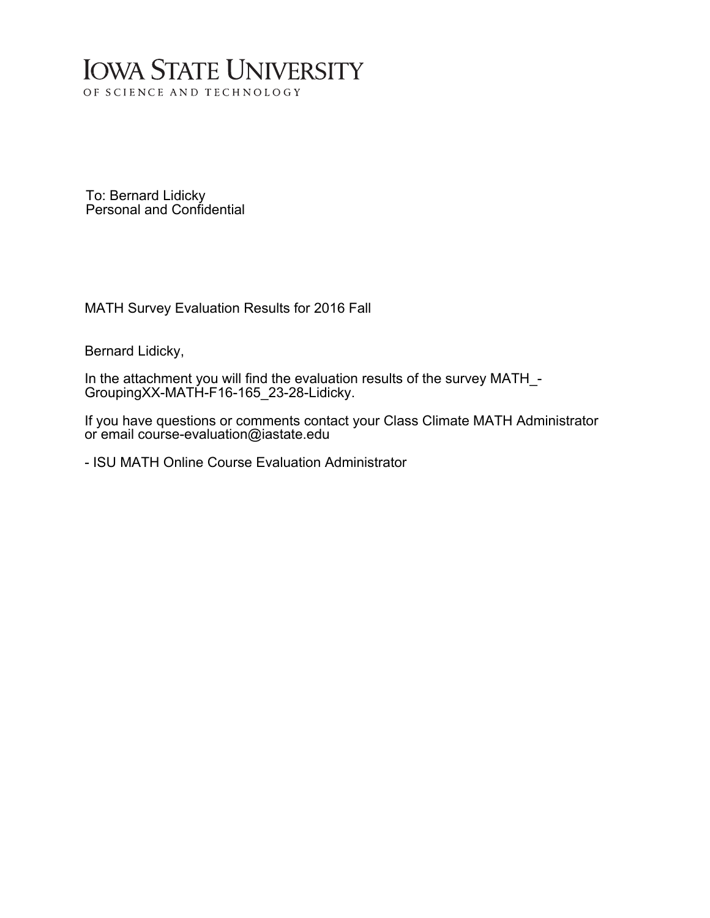# IOWA STATE UNIVERSITY

OF SCIENCE AND TECHNOLOGY

To: Bernard Lidicky
Personal and Confidential

MATH Survey Evaluation Results for 2016 Fall

Bernard Lidicky,

In the attachment you will find the evaluation results of the survey MATH_-GroupingXX-MATH-F16-165_23-28-Lidicky.

If you have questions or comments contact your Class Climate MATH Administrator or email course-evaluation@iastate.edu

- ISU MATH Online Course Evaluation Administrator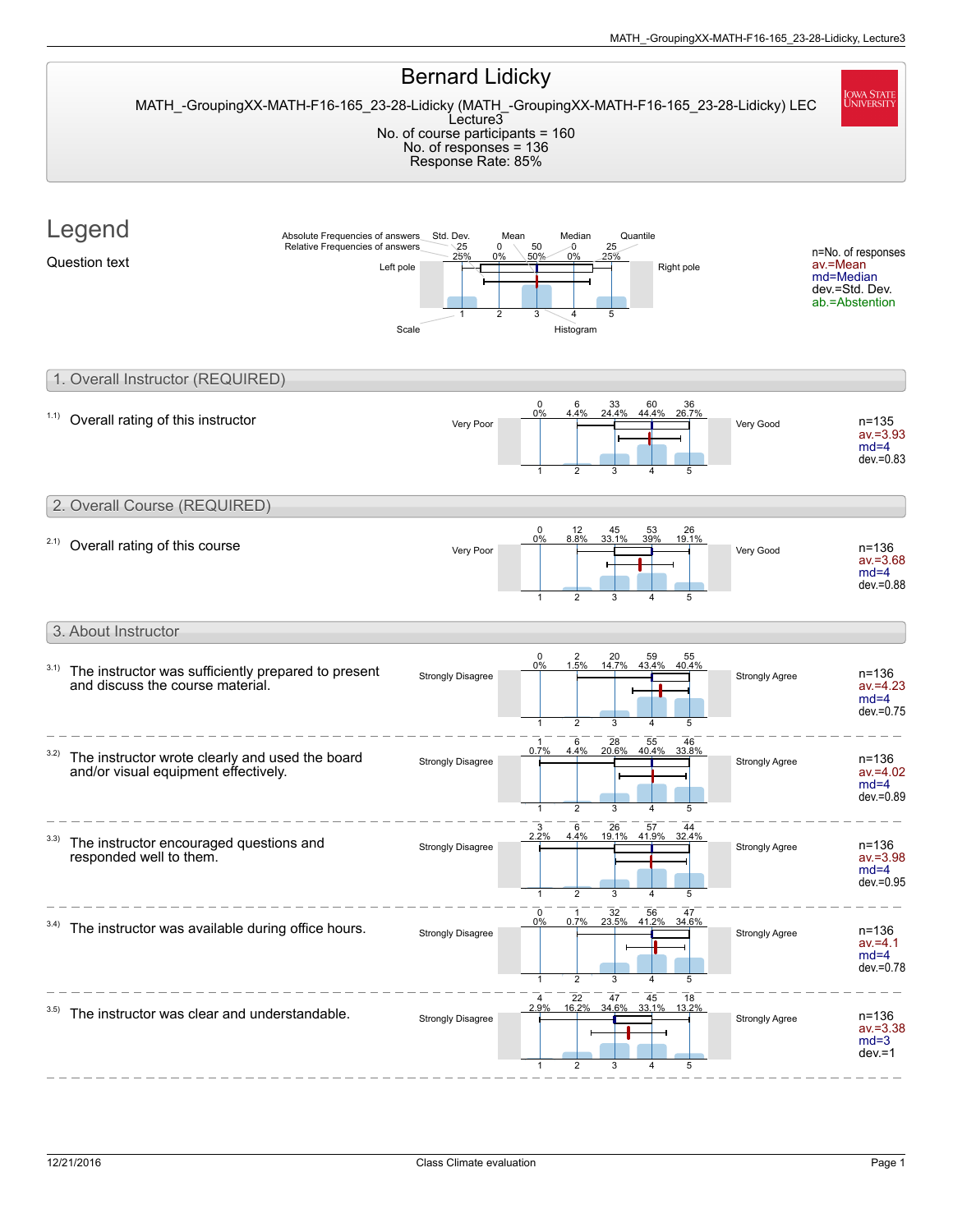# Bernard Lidicky

MATH_-GroupingXX-MATH-F16-165_23-28-Lidicky (MATH_-GroupingXX-MATH-F16-165_23-28-Lidicky) LEC Lecture3
No. of course participants = 160
No. of responses = 136
Response Rate: 85%

## Legend

Question text

Absolute Frequencies of answers: 25, 0, 50, 0, 25
Relative Frequencies of answers: 25%, 0%, 50%, 0%, 25%

Std. Dev. / Mean / Median / Quantile

Left pole — Right pole

Scale: 1 2 3 4 5 — Histogram

n=No. of responses
av.=Mean
md=Median
dev.=Std. Dev.
ab.=Abstention

## 1. Overall Instructor (REQUIRED)

| Question | Left pole | 1 | 2 | 3 | 4 | 5 | Right pole | Statistics |
|---|---|---|---|---|---|---|---|---|
| 1.1) Overall rating of this instructor | Very Poor | 0 (0%) | 6 (4.4%) | 33 (24.4%) | 60 (44.4%) | 36 (26.7%) | Very Good | n=135, av.=3.93, md=4, dev.=0.83 |

## 2. Overall Course (REQUIRED)

| Question | Left pole | 1 | 2 | 3 | 4 | 5 | Right pole | Statistics |
|---|---|---|---|---|---|---|---|---|
| 2.1) Overall rating of this course | Very Poor | 0 (0%) | 12 (8.8%) | 45 (33.1%) | 53 (39%) | 26 (19.1%) | Very Good | n=136, av.=3.68, md=4, dev.=0.88 |

## 3. About Instructor

| Question | Left pole | 1 | 2 | 3 | 4 | 5 | Right pole | Statistics |
|---|---|---|---|---|---|---|---|---|
| 3.1) The instructor was sufficiently prepared to present and discuss the course material. | Strongly Disagree | 0 (0%) | 2 (1.5%) | 20 (14.7%) | 59 (43.4%) | 55 (40.4%) | Strongly Agree | n=136, av.=4.23, md=4, dev.=0.75 |
| 3.2) The instructor wrote clearly and used the board and/or visual equipment effectively. | Strongly Disagree | 1 (0.7%) | 6 (4.4%) | 28 (20.6%) | 55 (40.4%) | 46 (33.8%) | Strongly Agree | n=136, av.=4.02, md=4, dev.=0.89 |
| 3.3) The instructor encouraged questions and responded well to them. | Strongly Disagree | 3 (2.2%) | 6 (4.4%) | 26 (19.1%) | 57 (41.9%) | 44 (32.4%) | Strongly Agree | n=136, av.=3.98, md=4, dev.=0.95 |
| 3.4) The instructor was available during office hours. | Strongly Disagree | 0 (0%) | 1 (0.7%) | 32 (23.5%) | 56 (41.2%) | 47 (34.6%) | Strongly Agree | n=136, av.=4.1, md=4, dev.=0.78 |
| 3.5) The instructor was clear and understandable. | Strongly Disagree | 4 (2.9%) | 22 (16.2%) | 47 (34.6%) | 45 (33.1%) | 18 (13.2%) | Strongly Agree | n=136, av.=3.38, md=3, dev.=1 |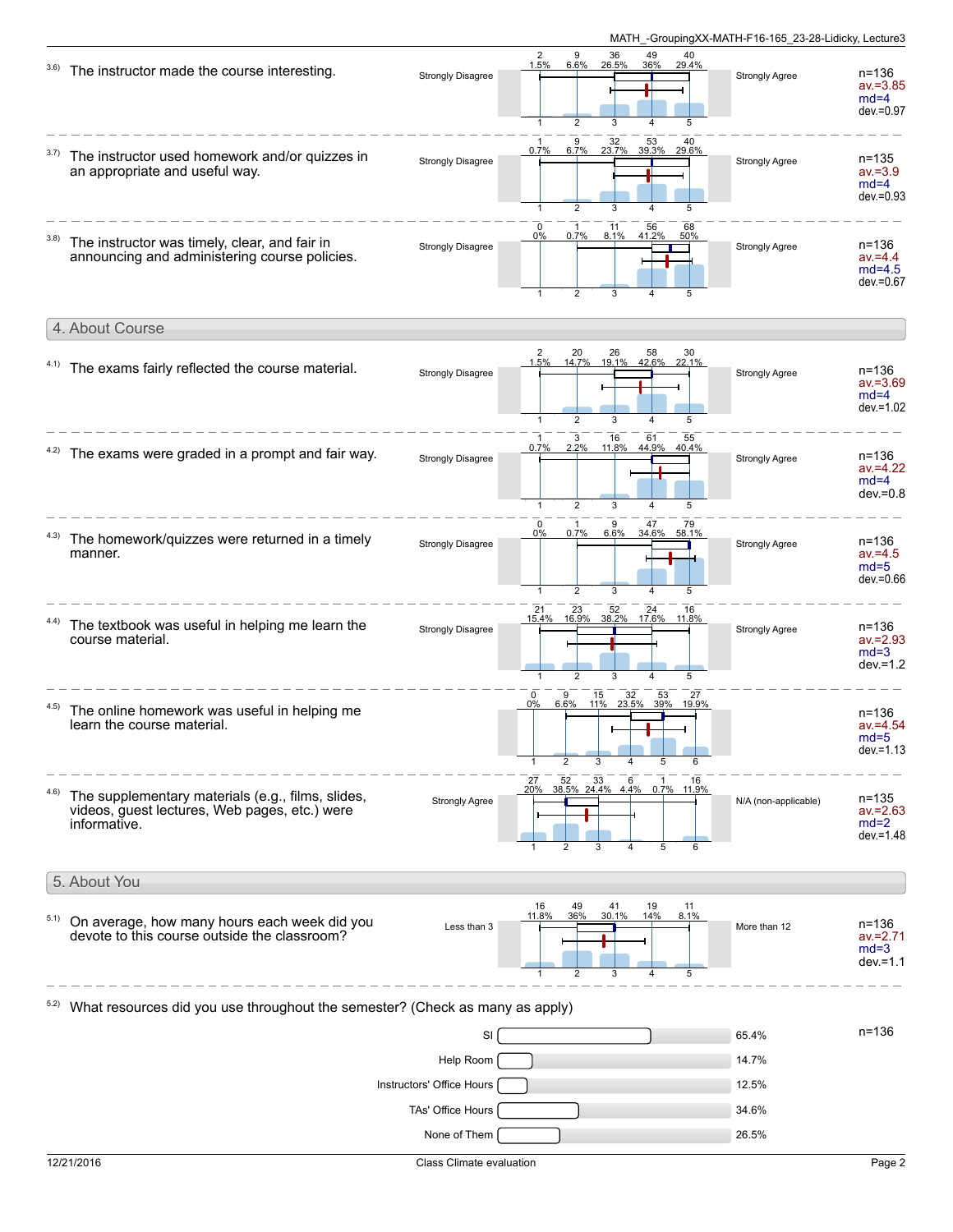3.6) The instructor made the course interesting.

Strongly Disagree — Strongly Agree

| 1 | 2 | 3 | 4 | 5 |
|---|---|---|---|---|
| 2 | 9 | 36 | 49 | 40 |
| 1.5% | 6.6% | 26.5% | 36% | 29.4% |

n=136
av.=3.85
md=4
dev.=0.97

3.7) The instructor used homework and/or quizzes in an appropriate and useful way.

Strongly Disagree — Strongly Agree

| 1 | 2 | 3 | 4 | 5 |
|---|---|---|---|---|
| 1 | 9 | 32 | 53 | 40 |
| 0.7% | 6.7% | 23.7% | 39.3% | 29.6% |

n=135
av.=3.9
md=4
dev.=0.93

3.8) The instructor was timely, clear, and fair in announcing and administering course policies.

Strongly Disagree — Strongly Agree

| 1 | 2 | 3 | 4 | 5 |
|---|---|---|---|---|
| 0 | 1 | 11 | 56 | 68 |
| 0% | 0.7% | 8.1% | 41.2% | 50% |

n=136
av.=4.4
md=4.5
dev.=0.67

## 4. About Course

4.1) The exams fairly reflected the course material.

Strongly Disagree — Strongly Agree

| 1 | 2 | 3 | 4 | 5 |
|---|---|---|---|---|
| 2 | 20 | 26 | 58 | 30 |
| 1.5% | 14.7% | 19.1% | 42.6% | 22.1% |

n=136
av.=3.69
md=4
dev.=1.02

4.2) The exams were graded in a prompt and fair way.

Strongly Disagree — Strongly Agree

| 1 | 2 | 3 | 4 | 5 |
|---|---|---|---|---|
| 1 | 3 | 16 | 61 | 55 |
| 0.7% | 2.2% | 11.8% | 44.9% | 40.4% |

n=136
av.=4.22
md=4
dev.=0.8

4.3) The homework/quizzes were returned in a timely manner.

Strongly Disagree — Strongly Agree

| 1 | 2 | 3 | 4 | 5 |
|---|---|---|---|---|
| 0 | 1 | 9 | 47 | 79 |
| 0% | 0.7% | 6.6% | 34.6% | 58.1% |

n=136
av.=4.5
md=5
dev.=0.66

4.4) The textbook was useful in helping me learn the course material.

Strongly Disagree — Strongly Agree

| 1 | 2 | 3 | 4 | 5 |
|---|---|---|---|---|
| 21 | 23 | 52 | 24 | 16 |
| 15.4% | 16.9% | 38.2% | 17.6% | 11.8% |

n=136
av.=2.93
md=3
dev.=1.2

4.5) The online homework was useful in helping me learn the course material.

| 1 | 2 | 3 | 4 | 5 | 6 |
|---|---|---|---|---|---|
| 0 | 9 | 15 | 32 | 53 | 27 |
| 0% | 6.6% | 11% | 23.5% | 39% | 19.9% |

n=136
av.=4.54
md=5
dev.=1.13

4.6) The supplementary materials (e.g., films, slides, videos, guest lectures, Web pages, etc.) were informative.

Strongly Agree — N/A (non-applicable)

| 1 | 2 | 3 | 4 | 5 | 6 |
|---|---|---|---|---|---|
| 27 | 52 | 33 | 6 | 1 | 16 |
| 20% | 38.5% | 24.4% | 4.4% | 0.7% | 11.9% |

n=135
av.=2.63
md=2
dev.=1.48

## 5. About You

5.1) On average, how many hours each week did you devote to this course outside the classroom?

Less than 3 — More than 12

| 1 | 2 | 3 | 4 | 5 |
|---|---|---|---|---|
| 16 | 49 | 41 | 19 | 11 |
| 11.8% | 36% | 30.1% | 14% | 8.1% |

n=136
av.=2.71
md=3
dev.=1.1

5.2) What resources did you use throughout the semester? (Check as many as apply)

| Resource | Percent |
|---|---|
| SI | 65.4% |
| Help Room | 14.7% |
| Instructors' Office Hours | 12.5% |
| TAs' Office Hours | 34.6% |
| None of Them | 26.5% |

n=136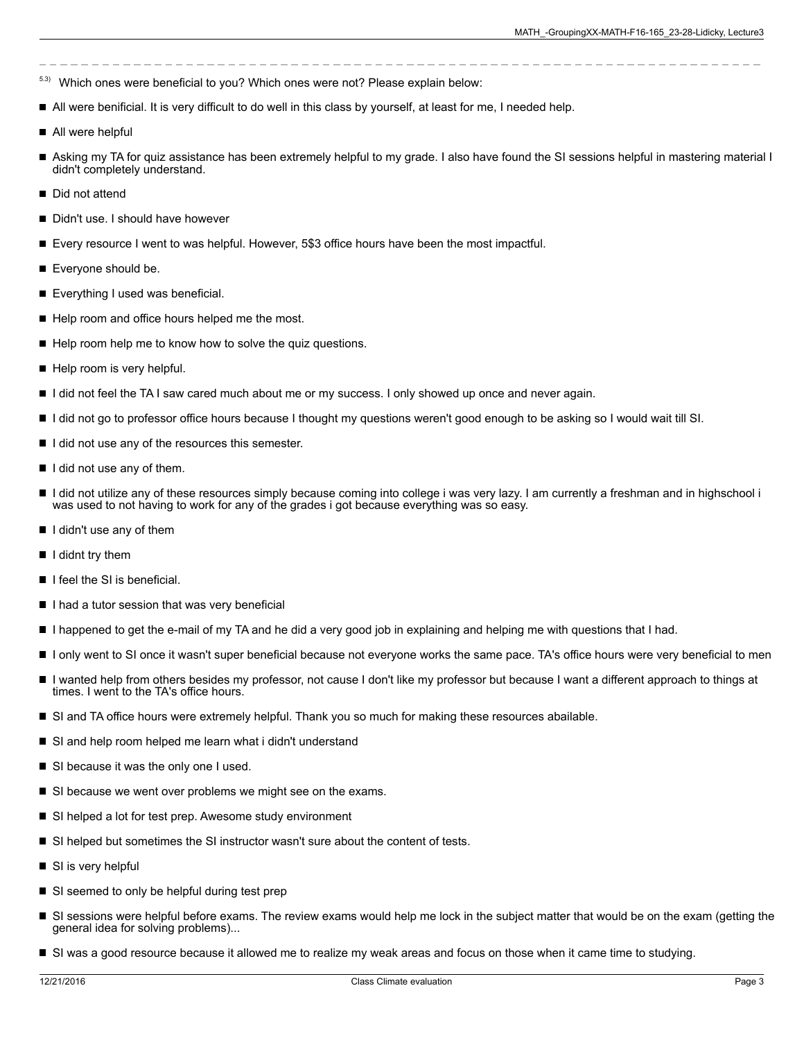5.3) Which ones were beneficial to you? Which ones were not? Please explain below:

- All were benificial. It is very difficult to do well in this class by yourself, at least for me, I needed help.
- All were helpful
- Asking my TA for quiz assistance has been extremely helpful to my grade. I also have found the SI sessions helpful in mastering material I didn't completely understand.
- Did not attend
- Didn't use. I should have however
- Every resource I went to was helpful. However, 5$3 office hours have been the most impactful.
- Everyone should be.
- Everything I used was beneficial.
- Help room and office hours helped me the most.
- Help room help me to know how to solve the quiz questions.
- Help room is very helpful.
- I did not feel the TA I saw cared much about me or my success. I only showed up once and never again.
- I did not go to professor office hours because I thought my questions weren't good enough to be asking so I would wait till SI.
- I did not use any of the resources this semester.
- I did not use any of them.
- I did not utilize any of these resources simply because coming into college i was very lazy. I am currently a freshman and in highschool i was used to not having to work for any of the grades i got because everything was so easy.
- I didn't use any of them
- I didnt try them
- I feel the SI is beneficial.
- I had a tutor session that was very beneficial
- I happened to get the e-mail of my TA and he did a very good job in explaining and helping me with questions that I had.
- I only went to SI once it wasn't super beneficial because not everyone works the same pace. TA's office hours were very beneficial to men
- I wanted help from others besides my professor, not cause I don't like my professor but because I want a different approach to things at times. I went to the TA's office hours.
- SI and TA office hours were extremely helpful. Thank you so much for making these resources abailable.
- SI and help room helped me learn what i didn't understand
- SI because it was the only one I used.
- SI because we went over problems we might see on the exams.
- SI helped a lot for test prep. Awesome study environment
- SI helped but sometimes the SI instructor wasn't sure about the content of tests.
- SI is very helpful
- SI seemed to only be helpful during test prep
- SI sessions were helpful before exams. The review exams would help me lock in the subject matter that would be on the exam (getting the general idea for solving problems)...
- SI was a good resource because it allowed me to realize my weak areas and focus on those when it came time to studying.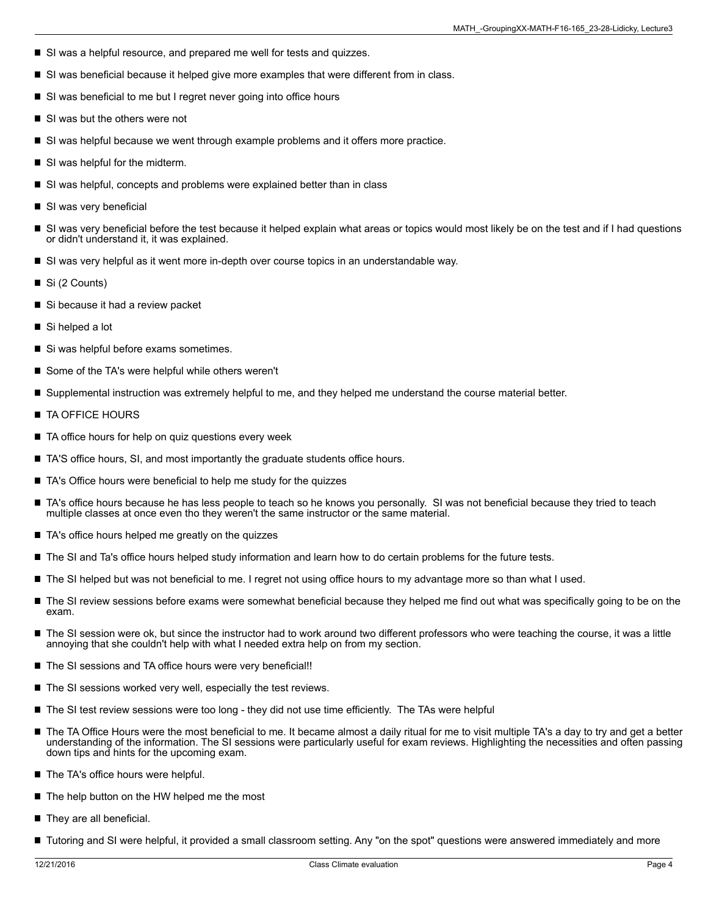- SI was a helpful resource, and prepared me well for tests and quizzes.
- SI was beneficial because it helped give more examples that were different from in class.
- SI was beneficial to me but I regret never going into office hours
- SI was but the others were not
- SI was helpful because we went through example problems and it offers more practice.
- SI was helpful for the midterm.
- SI was helpful, concepts and problems were explained better than in class
- SI was very beneficial
- SI was very beneficial before the test because it helped explain what areas or topics would most likely be on the test and if I had questions or didn't understand it, it was explained.
- SI was very helpful as it went more in-depth over course topics in an understandable way.
- Si (2 Counts)
- Si because it had a review packet
- Si helped a lot
- Si was helpful before exams sometimes.
- Some of the TA's were helpful while others weren't
- Supplemental instruction was extremely helpful to me, and they helped me understand the course material better.
- TA OFFICE HOURS
- TA office hours for help on quiz questions every week
- TA'S office hours, SI, and most importantly the graduate students office hours.
- TA's Office hours were beneficial to help me study for the quizzes
- TA's office hours because he has less people to teach so he knows you personally.  SI was not beneficial because they tried to teach multiple classes at once even tho they weren't the same instructor or the same material.
- TA's office hours helped me greatly on the quizzes
- The SI and Ta's office hours helped study information and learn how to do certain problems for the future tests.
- The SI helped but was not beneficial to me. I regret not using office hours to my advantage more so than what I used.
- The SI review sessions before exams were somewhat beneficial because they helped me find out what was specifically going to be on the exam.
- The SI session were ok, but since the instructor had to work around two different professors who were teaching the course, it was a little annoying that she couldn't help with what I needed extra help on from my section.
- The SI sessions and TA office hours were very beneficial!!
- The SI sessions worked very well, especially the test reviews.
- The SI test review sessions were too long - they did not use time efficiently.  The TAs were helpful
- The TA Office Hours were the most beneficial to me. It became almost a daily ritual for me to visit multiple TA's a day to try and get a better understanding of the information. The SI sessions were particularly useful for exam reviews. Highlighting the necessities and often passing down tips and hints for the upcoming exam.
- The TA's office hours were helpful.
- The help button on the HW helped me the most
- They are all beneficial.
- Tutoring and SI were helpful, it provided a small classroom setting. Any "on the spot" questions were answered immediately and more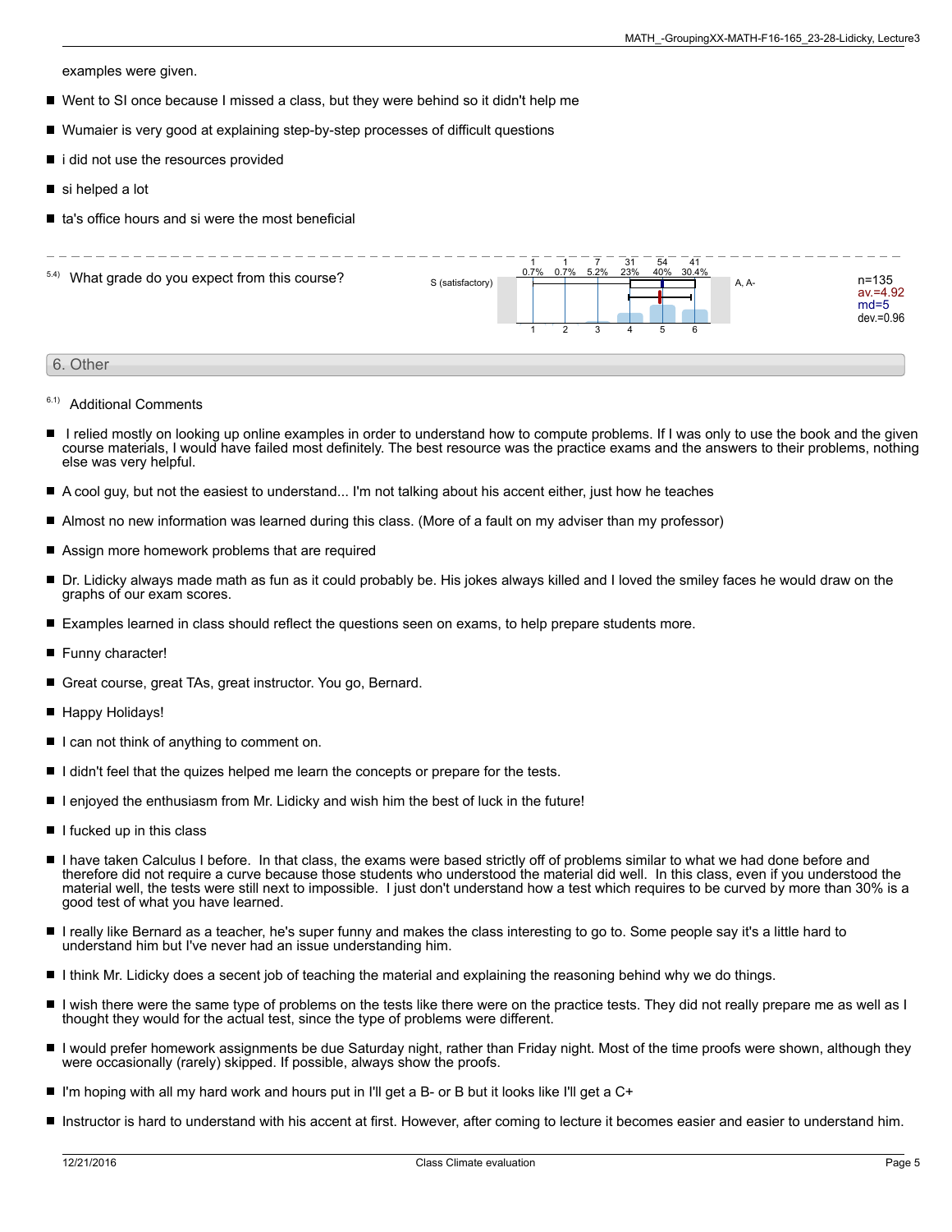examples were given.

- Went to SI once because I missed a class, but they were behind so it didn't help me
- Wumaier is very good at explaining step-by-step processes of difficult questions
- i did not use the resources provided
- si helped a lot
- ta's office hours and si were the most beneficial

5.4) What grade do you expect from this course?

| S (satisfactory) | 1 | 2 | 3 | 4 | 5 | 6 | A, A- |
|---|---|---|---|---|---|---|---|
| Count | 1 | 1 | 7 | 31 | 54 | 41 | |
| Percent | 0.7% | 0.7% | 5.2% | 23% | 40% | 30.4% | |

n=135
av.=4.92
md=5
dev.=0.96

## 6. Other

6.1) Additional Comments

- I relied mostly on looking up online examples in order to understand how to compute problems. If I was only to use the book and the given course materials, I would have failed most definitely. The best resource was the practice exams and the answers to their problems, nothing else was very helpful.
- A cool guy, but not the easiest to understand... I'm not talking about his accent either, just how he teaches
- Almost no new information was learned during this class. (More of a fault on my adviser than my professor)
- Assign more homework problems that are required
- Dr. Lidicky always made math as fun as it could probably be. His jokes always killed and I loved the smiley faces he would draw on the graphs of our exam scores.
- Examples learned in class should reflect the questions seen on exams, to help prepare students more.
- Funny character!
- Great course, great TAs, great instructor. You go, Bernard.
- Happy Holidays!
- I can not think of anything to comment on.
- I didn't feel that the quizes helped me learn the concepts or prepare for the tests.
- I enjoyed the enthusiasm from Mr. Lidicky and wish him the best of luck in the future!
- I fucked up in this class
- I have taken Calculus I before. In that class, the exams were based strictly off of problems similar to what we had done before and therefore did not require a curve because those students who understood the material did well. In this class, even if you understood the material well, the tests were still next to impossible. I just don't understand how a test which requires to be curved by more than 30% is a good test of what you have learned.
- I really like Bernard as a teacher, he's super funny and makes the class interesting to go to. Some people say it's a little hard to understand him but I've never had an issue understanding him.
- I think Mr. Lidicky does a secent job of teaching the material and explaining the reasoning behind why we do things.
- I wish there were the same type of problems on the tests like there were on the practice tests. They did not really prepare me as well as I thought they would for the actual test, since the type of problems were different.
- I would prefer homework assignments be due Saturday night, rather than Friday night. Most of the time proofs were shown, although they were occasionally (rarely) skipped. If possible, always show the proofs.
- I'm hoping with all my hard work and hours put in I'll get a B- or B but it looks like I'll get a C+
- Instructor is hard to understand with his accent at first. However, after coming to lecture it becomes easier and easier to understand him.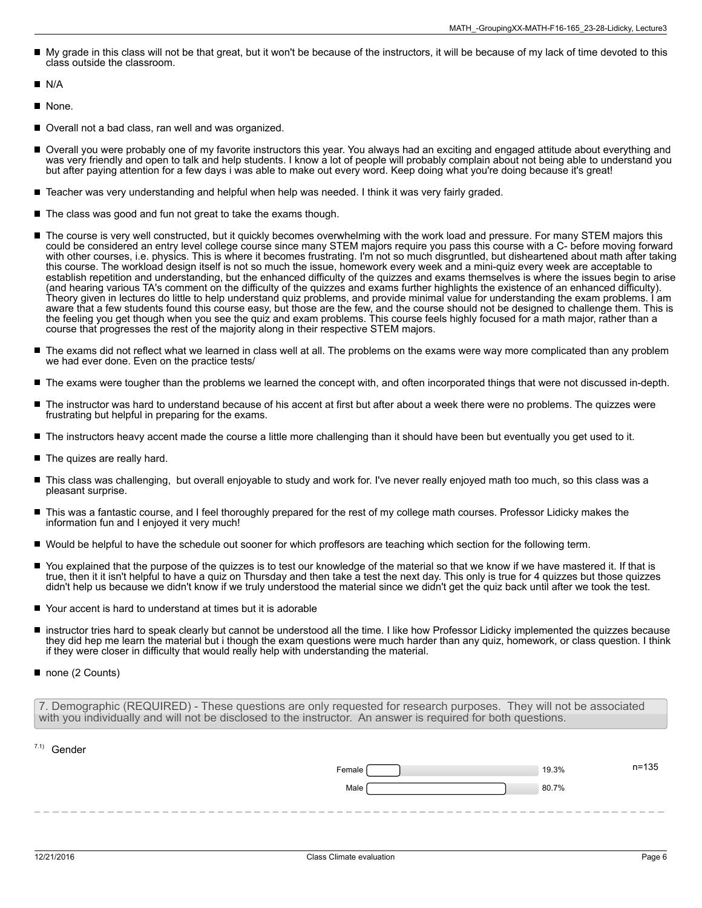- My grade in this class will not be that great, but it won't be because of the instructors, it will be because of my lack of time devoted to this class outside the classroom.
- N/A
- None.
- Overall not a bad class, ran well and was organized.
- Overall you were probably one of my favorite instructors this year. You always had an exciting and engaged attitude about everything and was very friendly and open to talk and help students. I know a lot of people will probably complain about not being able to understand you but after paying attention for a few days i was able to make out every word. Keep doing what you're doing because it's great!
- Teacher was very understanding and helpful when help was needed. I think it was very fairly graded.
- The class was good and fun not great to take the exams though.
- The course is very well constructed, but it quickly becomes overwhelming with the work load and pressure. For many STEM majors this could be considered an entry level college course since many STEM majors require you pass this course with a C- before moving forward with other courses, i.e. physics. This is where it becomes frustrating. I'm not so much disgruntled, but disheartened about math after taking this course. The workload design itself is not so much the issue, homework every week and a mini-quiz every week are acceptable to establish repetition and understanding, but the enhanced difficulty of the quizzes and exams themselves is where the issues begin to arise (and hearing various TA's comment on the difficulty of the quizzes and exams further highlights the existence of an enhanced difficulty). Theory given in lectures do little to help understand quiz problems, and provide minimal value for understanding the exam problems. I am aware that a few students found this course easy, but those are the few, and the course should not be designed to challenge them. This is the feeling you get though when you see the quiz and exam problems. This course feels highly focused for a math major, rather than a course that progresses the rest of the majority along in their respective STEM majors.
- The exams did not reflect what we learned in class well at all. The problems on the exams were way more complicated than any problem we had ever done. Even on the practice tests/
- The exams were tougher than the problems we learned the concept with, and often incorporated things that were not discussed in-depth.
- The instructor was hard to understand because of his accent at first but after about a week there were no problems. The quizzes were frustrating but helpful in preparing for the exams.
- The instructors heavy accent made the course a little more challenging than it should have been but eventually you get used to it.
- The quizes are really hard.
- This class was challenging, but overall enjoyable to study and work for. I've never really enjoyed math too much, so this class was a pleasant surprise.
- This was a fantastic course, and I feel thoroughly prepared for the rest of my college math courses. Professor Lidicky makes the information fun and I enjoyed it very much!
- Would be helpful to have the schedule out sooner for which proffesors are teaching which section for the following term.
- You explained that the purpose of the quizzes is to test our knowledge of the material so that we know if we have mastered it. If that is true, then it it isn't helpful to have a quiz on Thursday and then take a test the next day. This only is true for 4 quizzes but those quizzes didn't help us because we didn't know if we truly understood the material since we didn't get the quiz back until after we took the test.
- Your accent is hard to understand at times but it is adorable
- instructor tries hard to speak clearly but cannot be understood all the time. I like how Professor Lidicky implemented the quizzes because they did hep me learn the material but i though the exam questions were much harder than any quiz, homework, or class question. I think if they were closer in difficulty that would really help with understanding the material.
- none (2 Counts)

## 7. Demographic (REQUIRED) - These questions are only requested for research purposes. They will not be associated with you individually and will not be disclosed to the instructor. An answer is required for both questions.

7.1) Gender

| | | |
|---|---|---|
| Female | 19.3% | n=135 |
| Male | 80.7% | |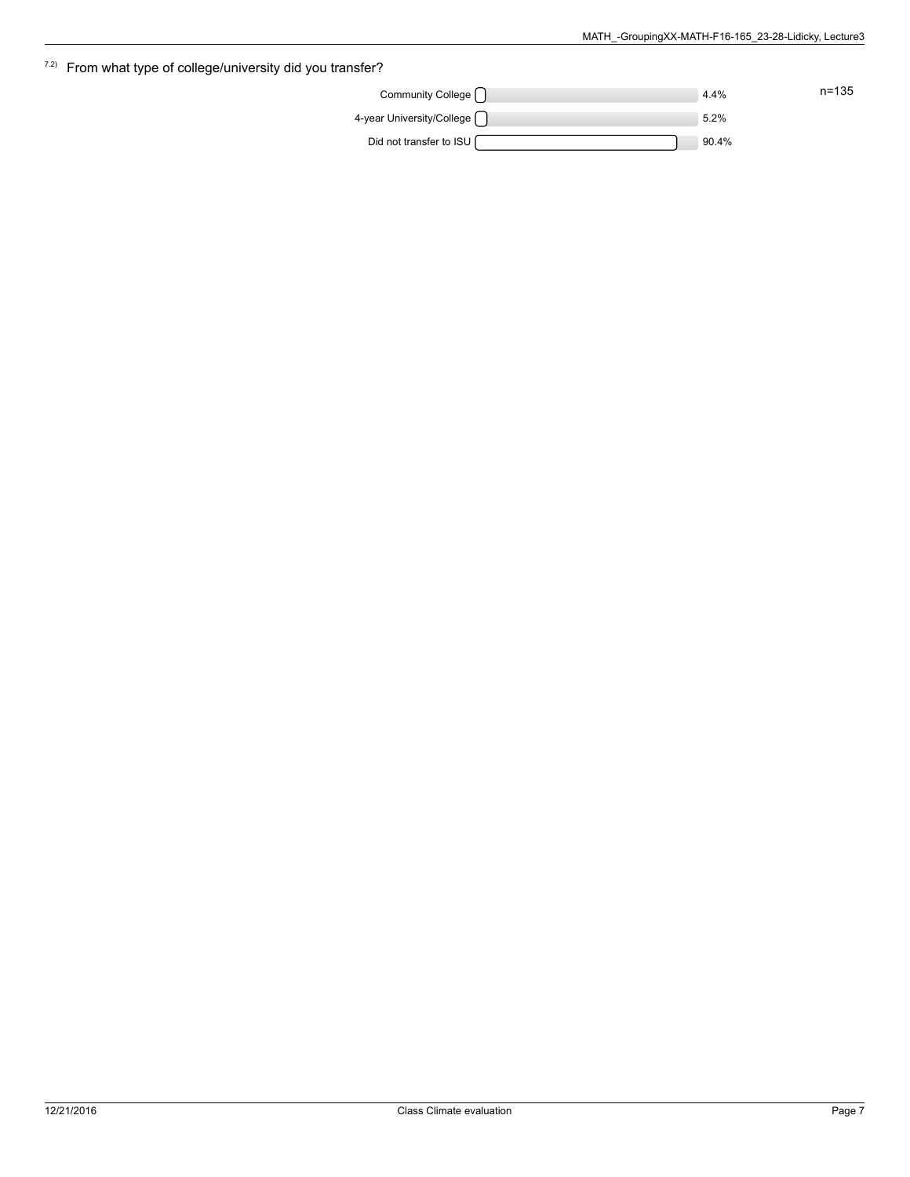7.2) From what type of college/university did you transfer?

n=135

| Response | Percentage |
| --- | --- |
| Community College | 4.4% |
| 4-year University/College | 5.2% |
| Did not transfer to ISU | 90.4% |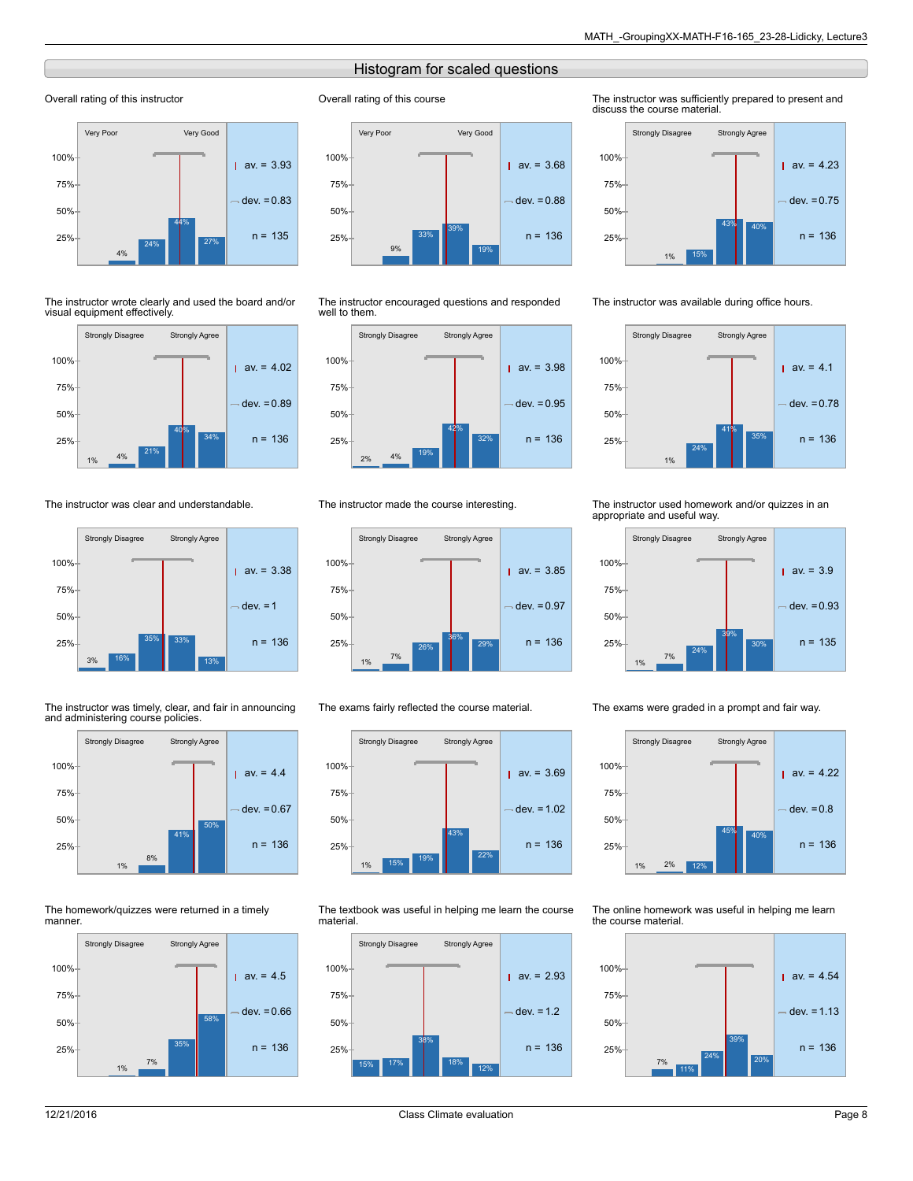## Histogram for scaled questions

### Overall rating of this instructor

Very Poor – Very Good

| Response | 1 | 2 | 3 | 4 | 5 |
|---|---|---|---|---|---|
| % | | 4% | 24% | 44% | 27% |

av. = 3.93, dev. = 0.83, n = 135

### Overall rating of this course

Very Poor – Very Good

| Response | 1 | 2 | 3 | 4 | 5 |
|---|---|---|---|---|---|
| % | | 9% | 33% | 39% | 19% |

av. = 3.68, dev. = 0.88, n = 136

### The instructor was sufficiently prepared to present and discuss the course material.

Strongly Disagree – Strongly Agree

| Response | 1 | 2 | 3 | 4 | 5 |
|---|---|---|---|---|---|
| % | | 1% | 15% | 43% | 40% |

av. = 4.23, dev. = 0.75, n = 136

### The instructor wrote clearly and used the board and/or visual equipment effectively.

Strongly Disagree – Strongly Agree

| Response | 1 | 2 | 3 | 4 | 5 |
|---|---|---|---|---|---|
| % | 1% | 4% | 21% | 40% | 34% |

av. = 4.02, dev. = 0.89, n = 136

### The instructor encouraged questions and responded well to them.

Strongly Disagree – Strongly Agree

| Response | 1 | 2 | 3 | 4 | 5 |
|---|---|---|---|---|---|
| % | 2% | 4% | 19% | 42% | 32% |

av. = 3.98, dev. = 0.95, n = 136

### The instructor was available during office hours.

Strongly Disagree – Strongly Agree

| Response | 1 | 2 | 3 | 4 | 5 |
|---|---|---|---|---|---|
| % | | 1% | 24% | 41% | 35% |

av. = 4.1, dev. = 0.78, n = 136

### The instructor was clear and understandable.

Strongly Disagree – Strongly Agree

| Response | 1 | 2 | 3 | 4 | 5 |
|---|---|---|---|---|---|
| % | 3% | 16% | 35% | 33% | 13% |

av. = 3.38, dev. = 1, n = 136

### The instructor made the course interesting.

Strongly Disagree – Strongly Agree

| Response | 1 | 2 | 3 | 4 | 5 |
|---|---|---|---|---|---|
| % | 1% | 7% | 26% | 36% | 29% |

av. = 3.85, dev. = 0.97, n = 136

### The instructor used homework and/or quizzes in an appropriate and useful way.

Strongly Disagree – Strongly Agree

| Response | 1 | 2 | 3 | 4 | 5 |
|---|---|---|---|---|---|
| % | 1% | 7% | 24% | 39% | 30% |

av. = 3.9, dev. = 0.93, n = 135

### The instructor was timely, clear, and fair in announcing and administering course policies.

Strongly Disagree – Strongly Agree

| Response | 1 | 2 | 3 | 4 | 5 |
|---|---|---|---|---|---|
| % | | 1% | 8% | 41% | 50% |

av. = 4.4, dev. = 0.67, n = 136

### The exams fairly reflected the course material.

Strongly Disagree – Strongly Agree

| Response | 1 | 2 | 3 | 4 | 5 |
|---|---|---|---|---|---|
| % | 1% | 15% | 19% | 43% | 22% |

av. = 3.69, dev. = 1.02, n = 136

### The exams were graded in a prompt and fair way.

Strongly Disagree – Strongly Agree

| Response | 1 | 2 | 3 | 4 | 5 |
|---|---|---|---|---|---|
| % | 1% | 2% | 12% | 45% | 40% |

av. = 4.22, dev. = 0.8, n = 136

### The homework/quizzes were returned in a timely manner.

Strongly Disagree – Strongly Agree

| Response | 1 | 2 | 3 | 4 | 5 |
|---|---|---|---|---|---|
| % | | 1% | 7% | 35% | 58% |

av. = 4.5, dev. = 0.66, n = 136

### The textbook was useful in helping me learn the course material.

Strongly Disagree – Strongly Agree

| Response | 1 | 2 | 3 | 4 | 5 |
|---|---|---|---|---|---|
| % | 15% | 17% | 38% | 18% | 12% |

av. = 2.93, dev. = 1.2, n = 136

### The online homework was useful in helping me learn the course material.

| Response | 1 | 2 | 3 | 4 | 5 |
|---|---|---|---|---|---|
| % | 7% | 11% | 24% | 39% | 20% |

av. = 4.54, dev. = 1.13, n = 136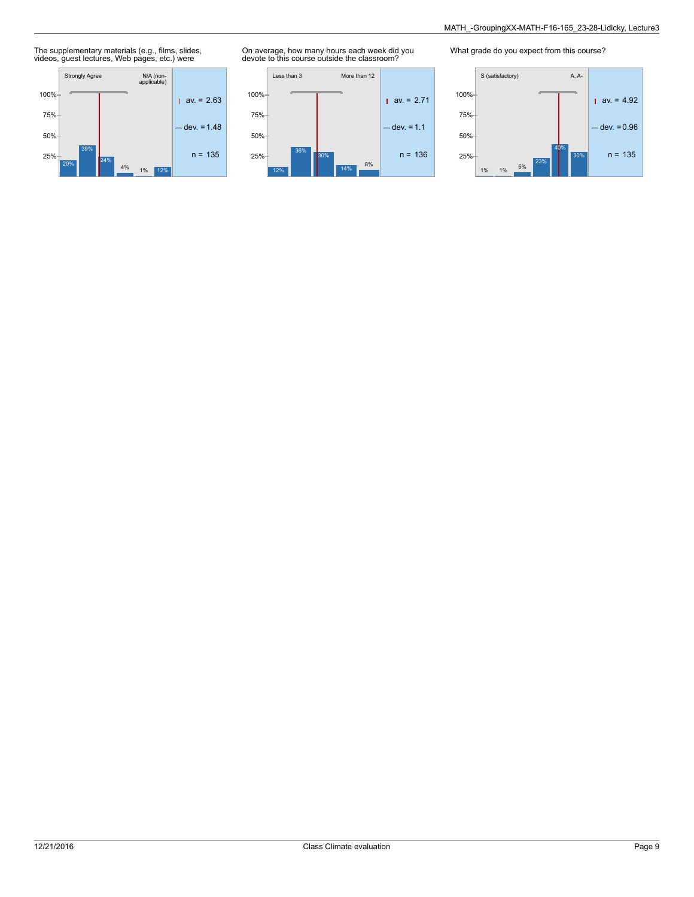The supplementary materials (e.g., films, slides, videos, guest lectures, Web pages, etc.) were

| Strongly Agree | | | | | N/A (non-applicable) |
|---|---|---|---|---|---|
| 20% | 39% | 24% | 4% | 1% | 12% |

av. = 2.63
dev. = 1.48
n = 135

On average, how many hours each week did you devote to this course outside the classroom?

| Less than 3 | | | | More than 12 |
|---|---|---|---|---|
| 12% | 36% | 30% | 14% | 8% |

av. = 2.71
dev. = 1.1
n = 136

What grade do you expect from this course?

| S (satisfactory) | | | | | A, A- |
|---|---|---|---|---|---|
| 1% | 1% | 5% | 23% | 40% | 30% |

av. = 4.92
dev. = 0.96
n = 135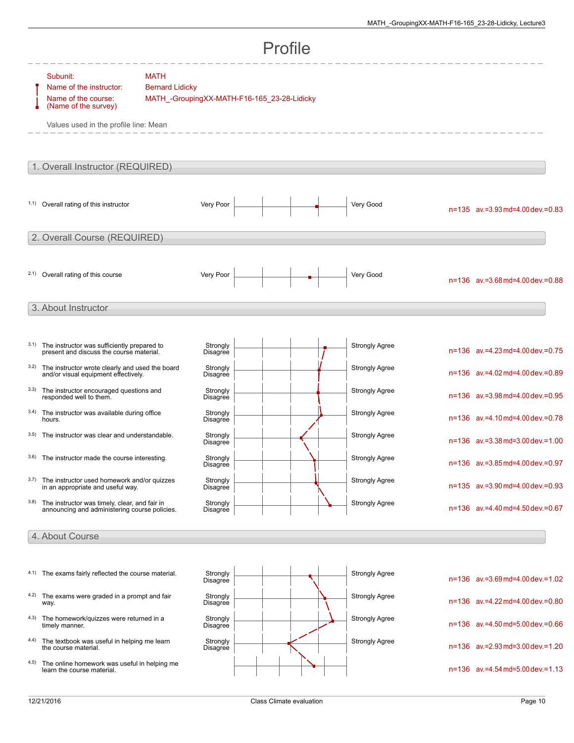# Profile

Subunit: MATH
Name of the instructor: Bernard Lidicky
Name of the course: (Name of the survey) MATH_-GroupingXX-MATH-F16-165_23-28-Lidicky

Values used in the profile line: Mean

## 1. Overall Instructor (REQUIRED)

| | Question | Left pole | Right pole | Statistics |
|---|---|---|---|---|
| 1.1) | Overall rating of this instructor | Very Poor | Very Good | n=135 av.=3.93 md=4.00 dev.=0.83 |

## 2. Overall Course (REQUIRED)

| | Question | Left pole | Right pole | Statistics |
|---|---|---|---|---|
| 2.1) | Overall rating of this course | Very Poor | Very Good | n=136 av.=3.68 md=4.00 dev.=0.88 |

## 3. About Instructor

| | Question | Left pole | Right pole | Statistics |
|---|---|---|---|---|
| 3.1) | The instructor was sufficiently prepared to present and discuss the course material. | Strongly Disagree | Strongly Agree | n=136 av.=4.23 md=4.00 dev.=0.75 |
| 3.2) | The instructor wrote clearly and used the board and/or visual equipment effectively. | Strongly Disagree | Strongly Agree | n=136 av.=4.02 md=4.00 dev.=0.89 |
| 3.3) | The instructor encouraged questions and responded well to them. | Strongly Disagree | Strongly Agree | n=136 av.=3.98 md=4.00 dev.=0.95 |
| 3.4) | The instructor was available during office hours. | Strongly Disagree | Strongly Agree | n=136 av.=4.10 md=4.00 dev.=0.78 |
| 3.5) | The instructor was clear and understandable. | Strongly Disagree | Strongly Agree | n=136 av.=3.38 md=3.00 dev.=1.00 |
| 3.6) | The instructor made the course interesting. | Strongly Disagree | Strongly Agree | n=136 av.=3.85 md=4.00 dev.=0.97 |
| 3.7) | The instructor used homework and/or quizzes in an appropriate and useful way. | Strongly Disagree | Strongly Agree | n=135 av.=3.90 md=4.00 dev.=0.93 |
| 3.8) | The instructor was timely, clear, and fair in announcing and administering course policies. | Strongly Disagree | Strongly Agree | n=136 av.=4.40 md=4.50 dev.=0.67 |

## 4. About Course

| | Question | Left pole | Right pole | Statistics |
|---|---|---|---|---|
| 4.1) | The exams fairly reflected the course material. | Strongly Disagree | Strongly Agree | n=136 av.=3.69 md=4.00 dev.=1.02 |
| 4.2) | The exams were graded in a prompt and fair way. | Strongly Disagree | Strongly Agree | n=136 av.=4.22 md=4.00 dev.=0.80 |
| 4.3) | The homework/quizzes were returned in a timely manner. | Strongly Disagree | Strongly Agree | n=136 av.=4.50 md=5.00 dev.=0.66 |
| 4.4) | The textbook was useful in helping me learn the course material. | Strongly Disagree | Strongly Agree | n=136 av.=2.93 md=3.00 dev.=1.20 |
| 4.5) | The online homework was useful in helping me learn the course material. | | | n=136 av.=4.54 md=5.00 dev.=1.13 |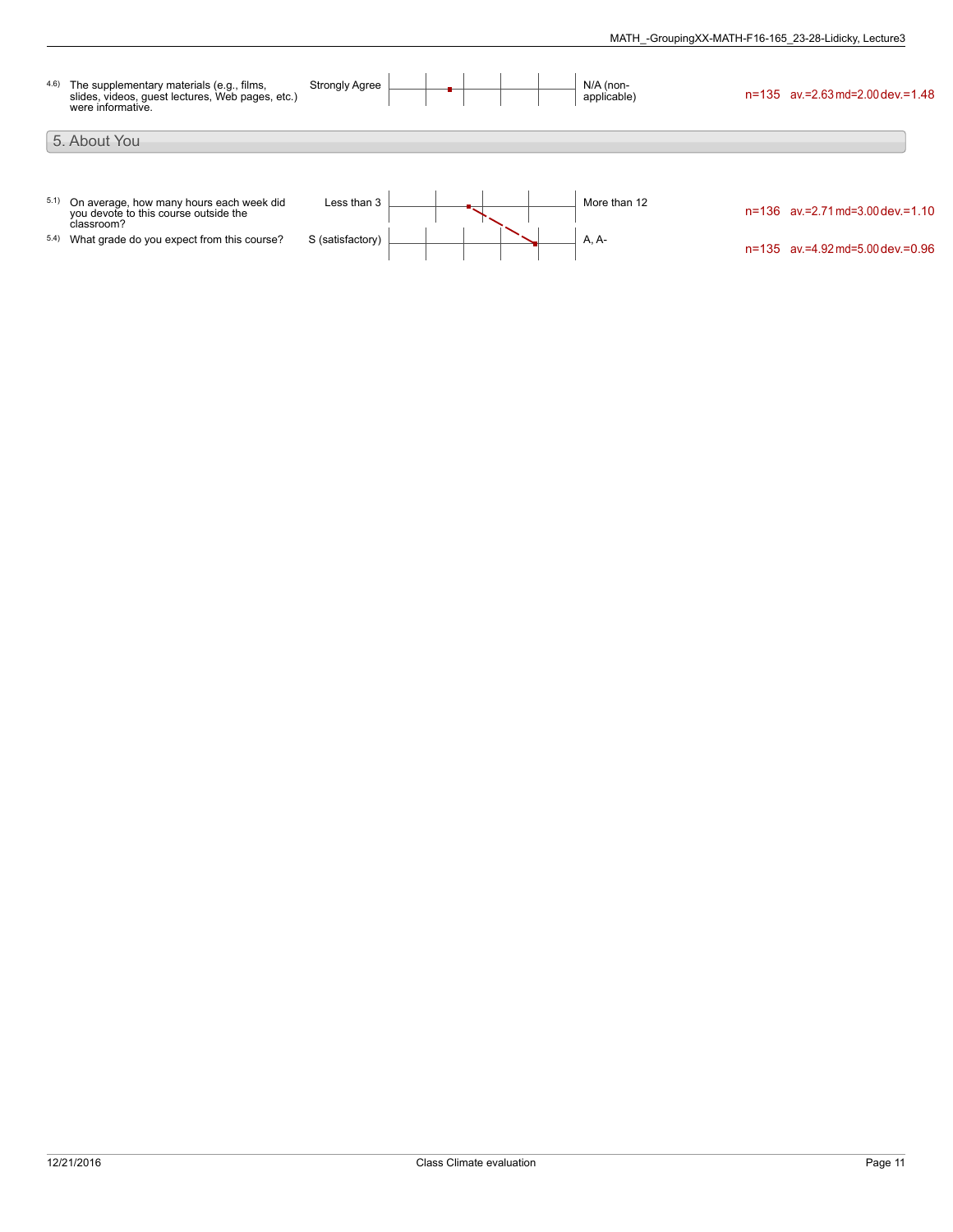4.6) The supplementary materials (e.g., films, slides, videos, guest lectures, Web pages, etc.) were informative.

Strongly Agree — N/A (non-applicable)

n=135 av.=2.63 md=2.00 dev.=1.48

## 5. About You

5.1) On average, how many hours each week did you devote to this course outside the classroom?

Less than 3 — More than 12

n=136 av.=2.71 md=3.00 dev.=1.10

5.4) What grade do you expect from this course?

S (satisfactory) — A, A-

n=135 av.=4.92 md=5.00 dev.=0.96